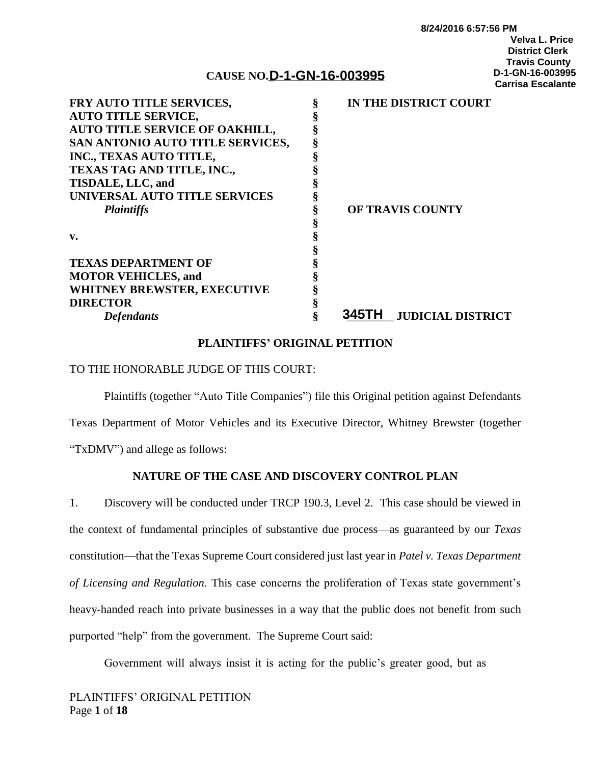8/24/2016 6:57:56 PM
Velva L. Price
District Clerk
Travis County
D-1-GN-16-003995
Carrisa Escalante

**CAUSE NO. D-1-GN-16-003995**

| | | |
|---|---|---|
| **FRY AUTO TITLE SERVICES, AUTO TITLE SERVICE, AUTO TITLE SERVICE OF OAKHILL, SAN ANTONIO AUTO TITLE SERVICES, INC., TEXAS AUTO TITLE, TEXAS TAG AND TITLE, INC., TISDALE, LLC, and UNIVERSAL AUTO TITLE SERVICES** | § | **IN THE DISTRICT COURT** |
| ***Plaintiffs*** | § | **OF TRAVIS COUNTY** |
| **v.** | § | |
| **TEXAS DEPARTMENT OF MOTOR VEHICLES, and WHITNEY BREWSTER, EXECUTIVE DIRECTOR** | § | |
| ***Defendants*** | § | **345TH JUDICIAL DISTRICT** |

## PLAINTIFFS' ORIGINAL PETITION

TO THE HONORABLE JUDGE OF THIS COURT:

Plaintiffs (together "Auto Title Companies") file this Original petition against Defendants Texas Department of Motor Vehicles and its Executive Director, Whitney Brewster (together "TxDMV") and allege as follows:

### NATURE OF THE CASE AND DISCOVERY CONTROL PLAN

1. Discovery will be conducted under TRCP 190.3, Level 2. This case should be viewed in the context of fundamental principles of substantive due process—as guaranteed by our *Texas* constitution—that the Texas Supreme Court considered just last year in *Patel v. Texas Department of Licensing and Regulation.* This case concerns the proliferation of Texas state government's heavy-handed reach into private businesses in a way that the public does not benefit from such purported "help" from the government. The Supreme Court said:

Government will always insist it is acting for the public's greater good, but as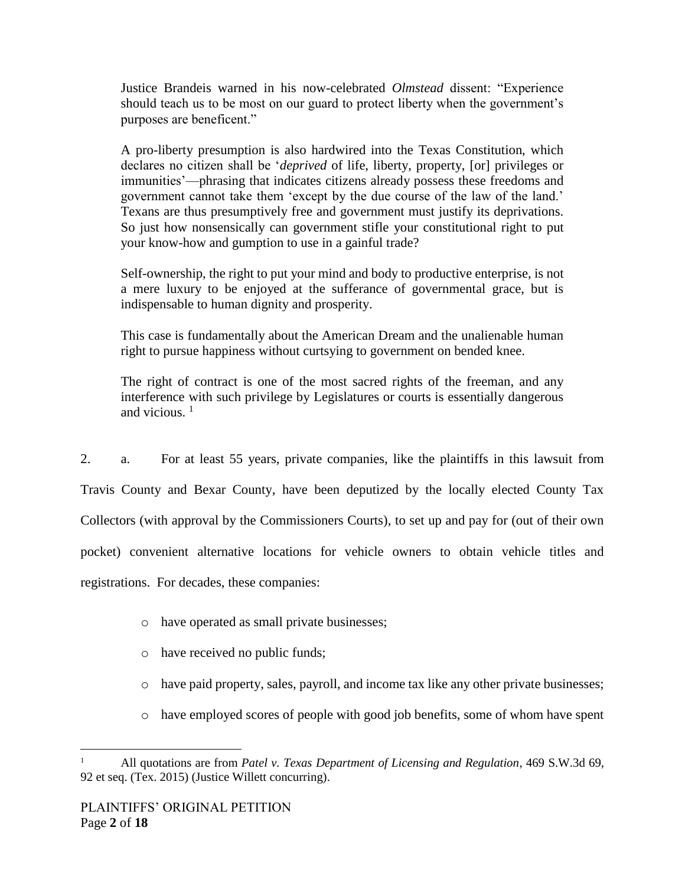> Justice Brandeis warned in his now-celebrated *Olmstead* dissent: "Experience should teach us to be most on our guard to protect liberty when the government's purposes are beneficent."
>
> A pro-liberty presumption is also hardwired into the Texas Constitution, which declares no citizen shall be '*deprived* of life, liberty, property, [or] privileges or immunities'—phrasing that indicates citizens already possess these freedoms and government cannot take them 'except by the due course of the law of the land.' Texans are thus presumptively free and government must justify its deprivations. So just how nonsensically can government stifle your constitutional right to put your know-how and gumption to use in a gainful trade?
>
> Self-ownership, the right to put your mind and body to productive enterprise, is not a mere luxury to be enjoyed at the sufferance of governmental grace, but is indispensable to human dignity and prosperity.
>
> This case is fundamentally about the American Dream and the unalienable human right to pursue happiness without curtsying to government on bended knee.
>
> The right of contract is one of the most sacred rights of the freeman, and any interference with such privilege by Legislatures or courts is essentially dangerous and vicious. [1]

2. a. For at least 55 years, private companies, like the plaintiffs in this lawsuit from Travis County and Bexar County, have been deputized by the locally elected County Tax Collectors (with approval by the Commissioners Courts), to set up and pay for (out of their own pocket) convenient alternative locations for vehicle owners to obtain vehicle titles and registrations. For decades, these companies:

- have operated as small private businesses;
- have received no public funds;
- have paid property, sales, payroll, and income tax like any other private businesses;
- have employed scores of people with good job benefits, some of whom have spent

[1] All quotations are from *Patel v. Texas Department of Licensing and Regulation*, 469 S.W.3d 69, 92 et seq. (Tex. 2015) (Justice Willett concurring).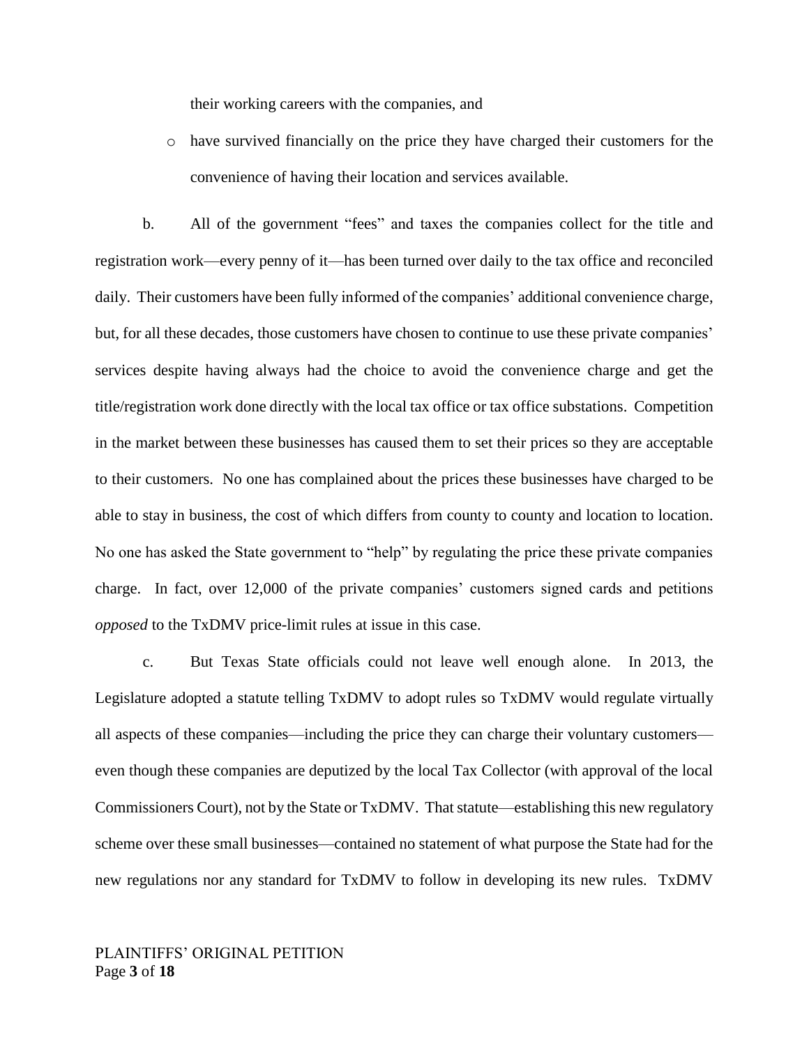their working careers with the companies, and

- have survived financially on the price they have charged their customers for the convenience of having their location and services available.

b. All of the government "fees" and taxes the companies collect for the title and registration work—every penny of it—has been turned over daily to the tax office and reconciled daily. Their customers have been fully informed of the companies' additional convenience charge, but, for all these decades, those customers have chosen to continue to use these private companies' services despite having always had the choice to avoid the convenience charge and get the title/registration work done directly with the local tax office or tax office substations. Competition in the market between these businesses has caused them to set their prices so they are acceptable to their customers. No one has complained about the prices these businesses have charged to be able to stay in business, the cost of which differs from county to county and location to location. No one has asked the State government to "help" by regulating the price these private companies charge. In fact, over 12,000 of the private companies' customers signed cards and petitions *opposed* to the TxDMV price-limit rules at issue in this case.

c. But Texas State officials could not leave well enough alone. In 2013, the Legislature adopted a statute telling TxDMV to adopt rules so TxDMV would regulate virtually all aspects of these companies—including the price they can charge their voluntary customers—even though these companies are deputized by the local Tax Collector (with approval of the local Commissioners Court), not by the State or TxDMV. That statute—establishing this new regulatory scheme over these small businesses—contained no statement of what purpose the State had for the new regulations nor any standard for TxDMV to follow in developing its new rules. TxDMV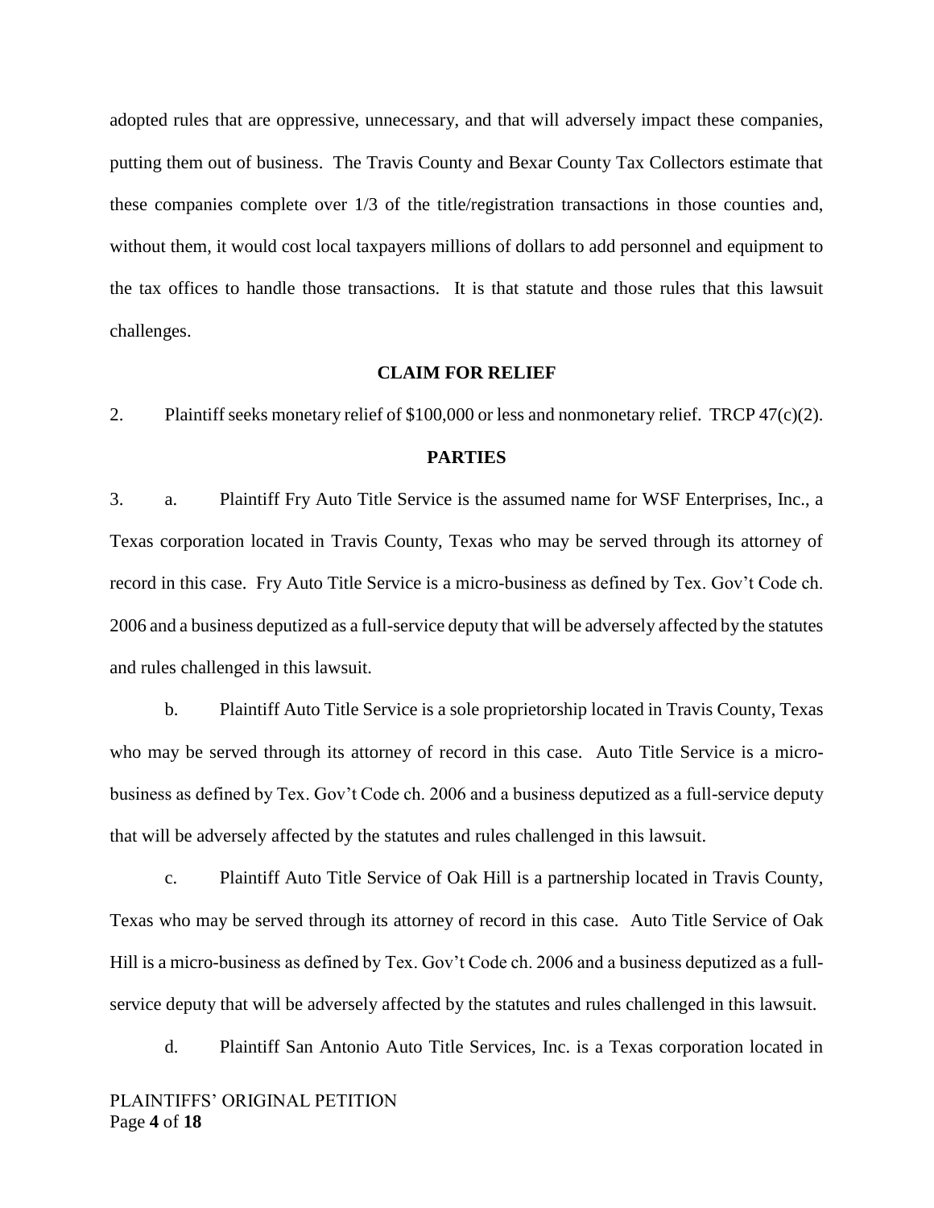adopted rules that are oppressive, unnecessary, and that will adversely impact these companies, putting them out of business. The Travis County and Bexar County Tax Collectors estimate that these companies complete over 1/3 of the title/registration transactions in those counties and, without them, it would cost local taxpayers millions of dollars to add personnel and equipment to the tax offices to handle those transactions. It is that statute and those rules that this lawsuit challenges.

## CLAIM FOR RELIEF

2. Plaintiff seeks monetary relief of $100,000 or less and nonmonetary relief. TRCP 47(c)(2).

## PARTIES

3. a. Plaintiff Fry Auto Title Service is the assumed name for WSF Enterprises, Inc., a Texas corporation located in Travis County, Texas who may be served through its attorney of record in this case. Fry Auto Title Service is a micro-business as defined by Tex. Gov't Code ch. 2006 and a business deputized as a full-service deputy that will be adversely affected by the statutes and rules challenged in this lawsuit.

b. Plaintiff Auto Title Service is a sole proprietorship located in Travis County, Texas who may be served through its attorney of record in this case. Auto Title Service is a micro-business as defined by Tex. Gov't Code ch. 2006 and a business deputized as a full-service deputy that will be adversely affected by the statutes and rules challenged in this lawsuit.

c. Plaintiff Auto Title Service of Oak Hill is a partnership located in Travis County, Texas who may be served through its attorney of record in this case. Auto Title Service of Oak Hill is a micro-business as defined by Tex. Gov't Code ch. 2006 and a business deputized as a full-service deputy that will be adversely affected by the statutes and rules challenged in this lawsuit.

d. Plaintiff San Antonio Auto Title Services, Inc. is a Texas corporation located in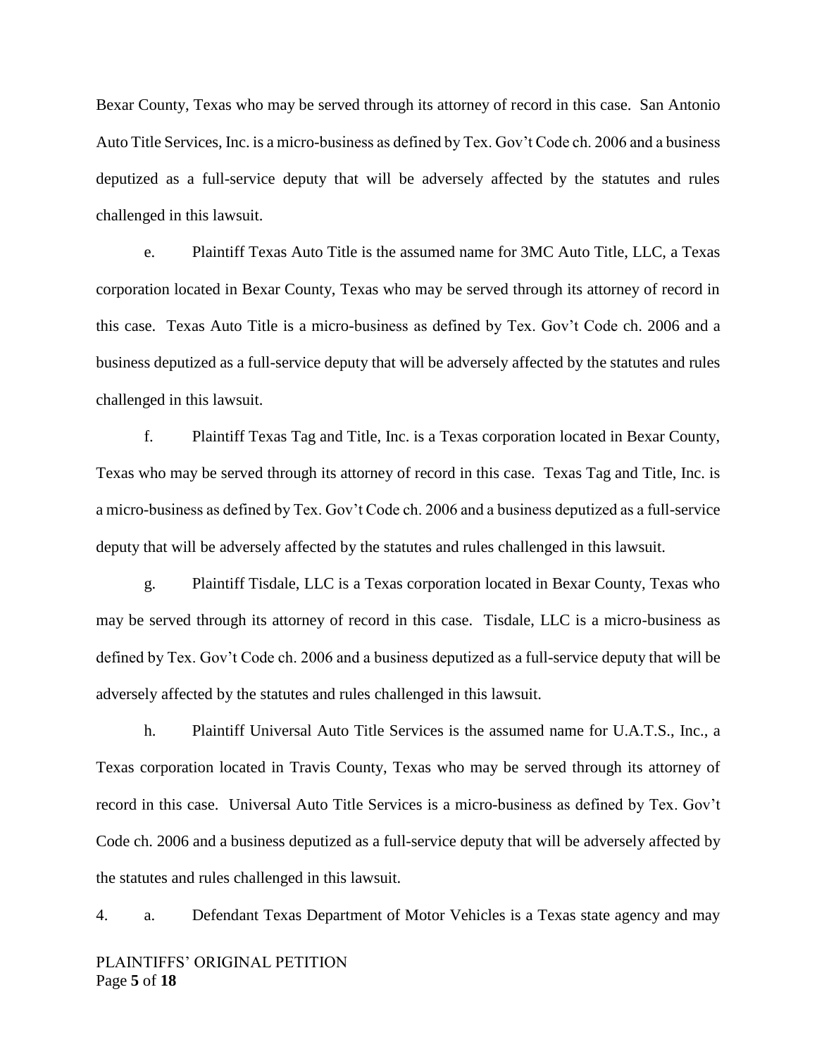Bexar County, Texas who may be served through its attorney of record in this case. San Antonio Auto Title Services, Inc. is a micro-business as defined by Tex. Gov't Code ch. 2006 and a business deputized as a full-service deputy that will be adversely affected by the statutes and rules challenged in this lawsuit.

e. Plaintiff Texas Auto Title is the assumed name for 3MC Auto Title, LLC, a Texas corporation located in Bexar County, Texas who may be served through its attorney of record in this case. Texas Auto Title is a micro-business as defined by Tex. Gov't Code ch. 2006 and a business deputized as a full-service deputy that will be adversely affected by the statutes and rules challenged in this lawsuit.

f. Plaintiff Texas Tag and Title, Inc. is a Texas corporation located in Bexar County, Texas who may be served through its attorney of record in this case. Texas Tag and Title, Inc. is a micro-business as defined by Tex. Gov't Code ch. 2006 and a business deputized as a full-service deputy that will be adversely affected by the statutes and rules challenged in this lawsuit.

g. Plaintiff Tisdale, LLC is a Texas corporation located in Bexar County, Texas who may be served through its attorney of record in this case. Tisdale, LLC is a micro-business as defined by Tex. Gov't Code ch. 2006 and a business deputized as a full-service deputy that will be adversely affected by the statutes and rules challenged in this lawsuit.

h. Plaintiff Universal Auto Title Services is the assumed name for U.A.T.S., Inc., a Texas corporation located in Travis County, Texas who may be served through its attorney of record in this case. Universal Auto Title Services is a micro-business as defined by Tex. Gov't Code ch. 2006 and a business deputized as a full-service deputy that will be adversely affected by the statutes and rules challenged in this lawsuit.

4. a. Defendant Texas Department of Motor Vehicles is a Texas state agency and may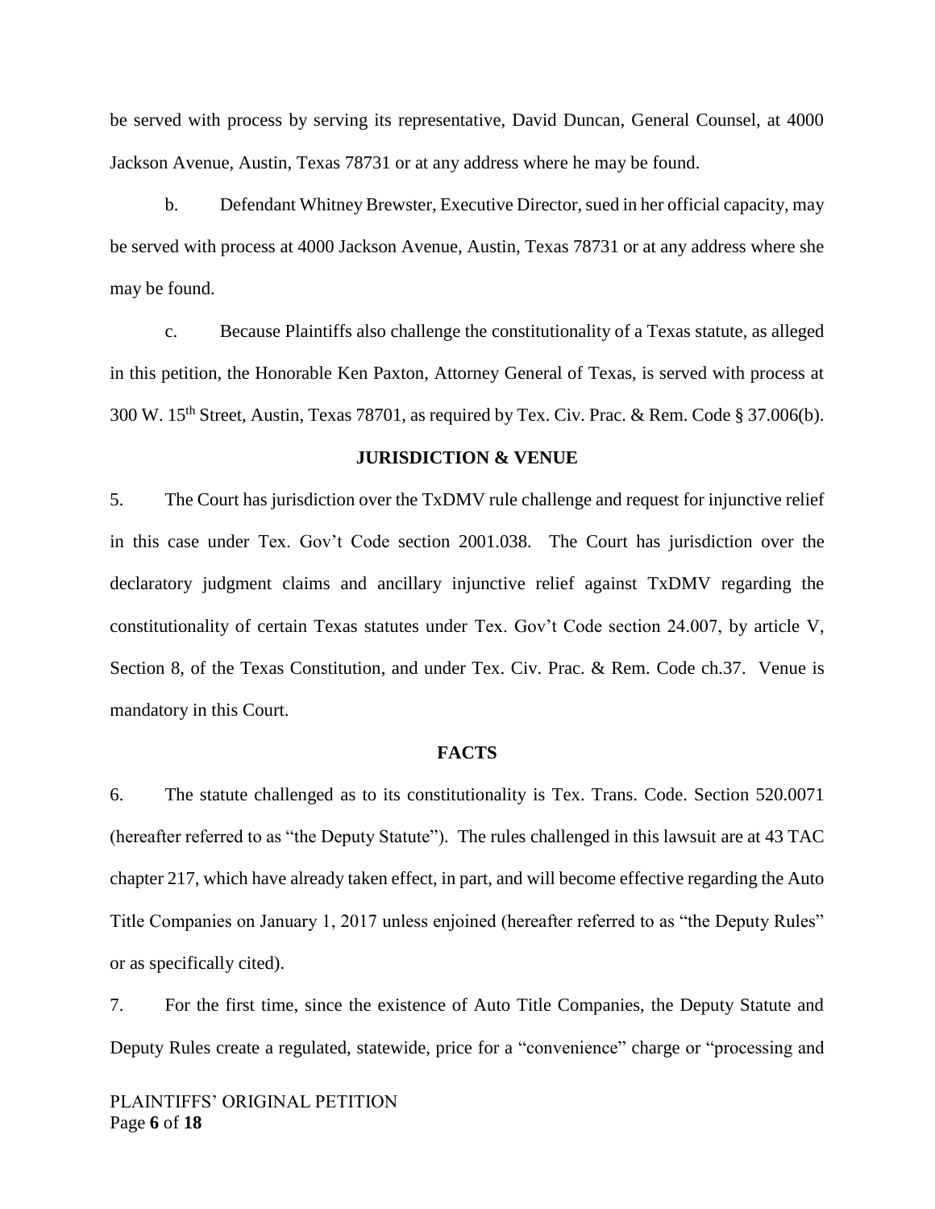be served with process by serving its representative, David Duncan, General Counsel, at 4000 Jackson Avenue, Austin, Texas 78731 or at any address where he may be found.

b. Defendant Whitney Brewster, Executive Director, sued in her official capacity, may be served with process at 4000 Jackson Avenue, Austin, Texas 78731 or at any address where she may be found.

c. Because Plaintiffs also challenge the constitutionality of a Texas statute, as alleged in this petition, the Honorable Ken Paxton, Attorney General of Texas, is served with process at 300 W. 15th Street, Austin, Texas 78701, as required by Tex. Civ. Prac. & Rem. Code § 37.006(b).

**JURISDICTION & VENUE**

5. The Court has jurisdiction over the TxDMV rule challenge and request for injunctive relief in this case under Tex. Gov't Code section 2001.038. The Court has jurisdiction over the declaratory judgment claims and ancillary injunctive relief against TxDMV regarding the constitutionality of certain Texas statutes under Tex. Gov't Code section 24.007, by article V, Section 8, of the Texas Constitution, and under Tex. Civ. Prac. & Rem. Code ch.37. Venue is mandatory in this Court.

**FACTS**

6. The statute challenged as to its constitutionality is Tex. Trans. Code. Section 520.0071 (hereafter referred to as "the Deputy Statute"). The rules challenged in this lawsuit are at 43 TAC chapter 217, which have already taken effect, in part, and will become effective regarding the Auto Title Companies on January 1, 2017 unless enjoined (hereafter referred to as "the Deputy Rules" or as specifically cited).

7. For the first time, since the existence of Auto Title Companies, the Deputy Statute and Deputy Rules create a regulated, statewide, price for a "convenience" charge or "processing and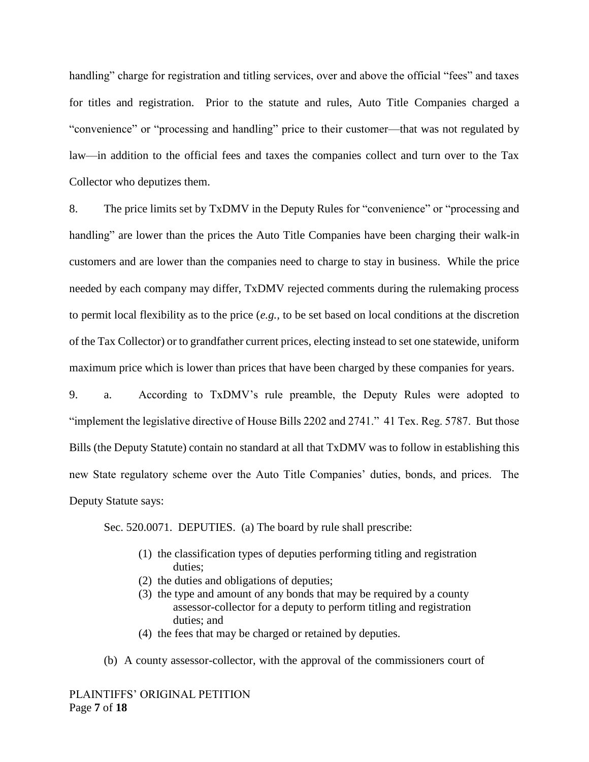handling" charge for registration and titling services, over and above the official "fees" and taxes for titles and registration. Prior to the statute and rules, Auto Title Companies charged a "convenience" or "processing and handling" price to their customer—that was not regulated by law—in addition to the official fees and taxes the companies collect and turn over to the Tax Collector who deputizes them.

8. The price limits set by TxDMV in the Deputy Rules for "convenience" or "processing and handling" are lower than the prices the Auto Title Companies have been charging their walk-in customers and are lower than the companies need to charge to stay in business. While the price needed by each company may differ, TxDMV rejected comments during the rulemaking process to permit local flexibility as to the price (*e.g.,* to be set based on local conditions at the discretion of the Tax Collector) or to grandfather current prices, electing instead to set one statewide, uniform maximum price which is lower than prices that have been charged by these companies for years.

9. a. According to TxDMV's rule preamble, the Deputy Rules were adopted to "implement the legislative directive of House Bills 2202 and 2741." 41 Tex. Reg. 5787. But those Bills (the Deputy Statute) contain no standard at all that TxDMV was to follow in establishing this new State regulatory scheme over the Auto Title Companies' duties, bonds, and prices. The Deputy Statute says:

> Sec. 520.0071. DEPUTIES. (a) The board by rule shall prescribe:
>
> (1) the classification types of deputies performing titling and registration duties;
> (2) the duties and obligations of deputies;
> (3) the type and amount of any bonds that may be required by a county assessor-collector for a deputy to perform titling and registration duties; and
> (4) the fees that may be charged or retained by deputies.
>
> (b) A county assessor-collector, with the approval of the commissioners court of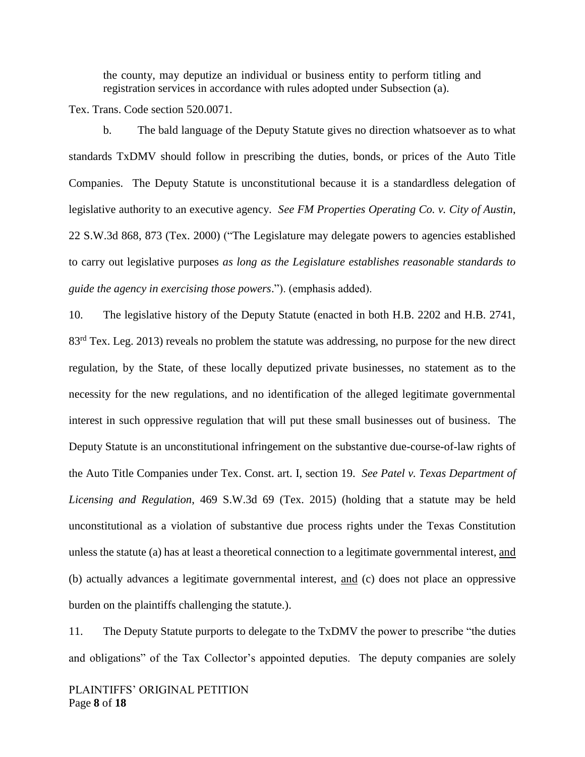> the county, may deputize an individual or business entity to perform titling and registration services in accordance with rules adopted under Subsection (a).

Tex. Trans. Code section 520.0071.

b. The bald language of the Deputy Statute gives no direction whatsoever as to what standards TxDMV should follow in prescribing the duties, bonds, or prices of the Auto Title Companies. The Deputy Statute is unconstitutional because it is a standardless delegation of legislative authority to an executive agency. *See FM Properties Operating Co. v. City of Austin*, 22 S.W.3d 868, 873 (Tex. 2000) ("The Legislature may delegate powers to agencies established to carry out legislative purposes *as long as the Legislature establishes reasonable standards to guide the agency in exercising those powers*."). (emphasis added).

10. The legislative history of the Deputy Statute (enacted in both H.B. 2202 and H.B. 2741, 83rd Tex. Leg. 2013) reveals no problem the statute was addressing, no purpose for the new direct regulation, by the State, of these locally deputized private businesses, no statement as to the necessity for the new regulations, and no identification of the alleged legitimate governmental interest in such oppressive regulation that will put these small businesses out of business. The Deputy Statute is an unconstitutional infringement on the substantive due-course-of-law rights of the Auto Title Companies under Tex. Const. art. I, section 19. *See Patel v. Texas Department of Licensing and Regulation*, 469 S.W.3d 69 (Tex. 2015) (holding that a statute may be held unconstitutional as a violation of substantive due process rights under the Texas Constitution unless the statute (a) has at least a theoretical connection to a legitimate governmental interest, <u>and</u> (b) actually advances a legitimate governmental interest, <u>and</u> (c) does not place an oppressive burden on the plaintiffs challenging the statute.).

11. The Deputy Statute purports to delegate to the TxDMV the power to prescribe "the duties and obligations" of the Tax Collector's appointed deputies. The deputy companies are solely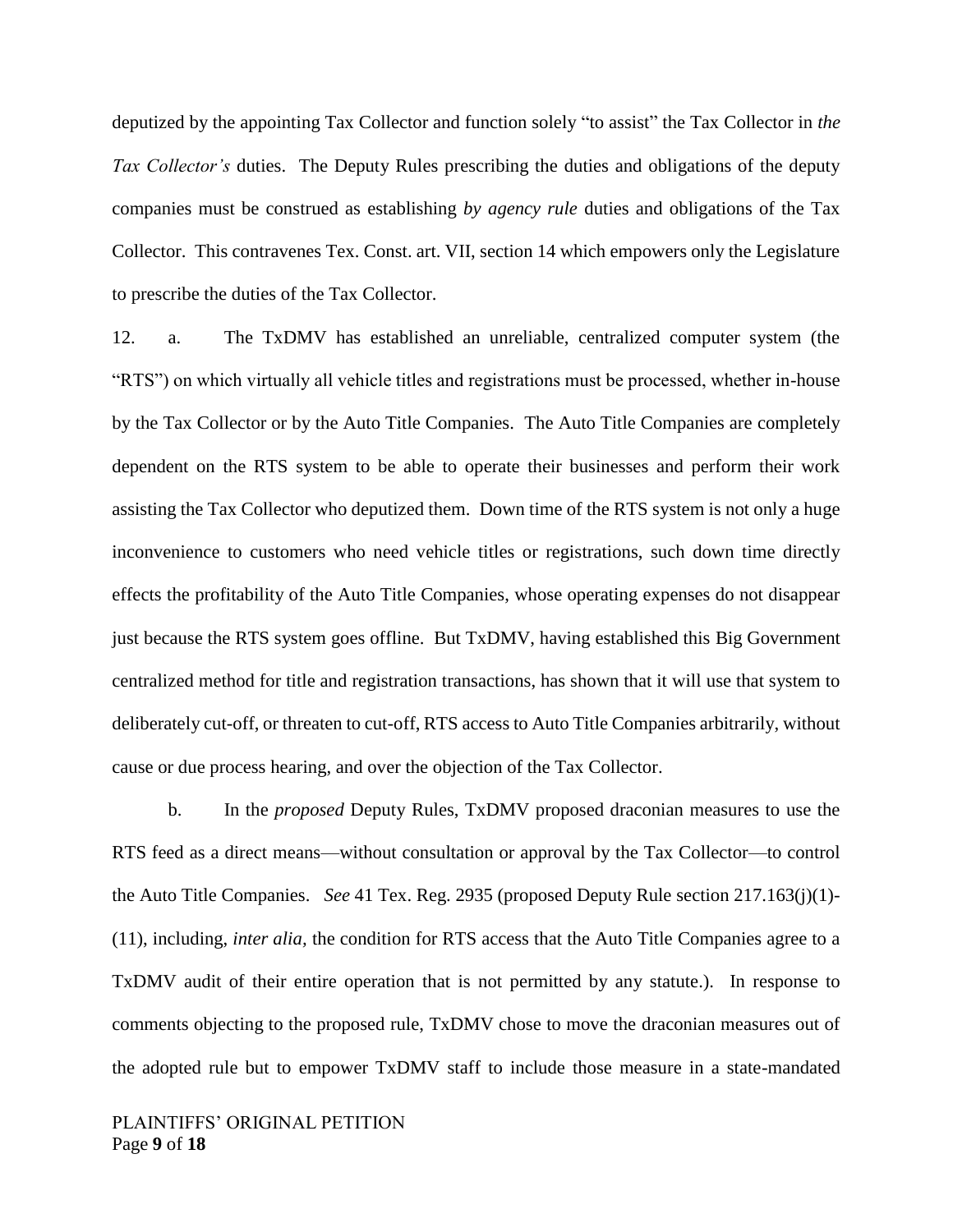deputized by the appointing Tax Collector and function solely "to assist" the Tax Collector in *the Tax Collector's* duties. The Deputy Rules prescribing the duties and obligations of the deputy companies must be construed as establishing *by agency rule* duties and obligations of the Tax Collector. This contravenes Tex. Const. art. VII, section 14 which empowers only the Legislature to prescribe the duties of the Tax Collector.

12. a. The TxDMV has established an unreliable, centralized computer system (the "RTS") on which virtually all vehicle titles and registrations must be processed, whether in-house by the Tax Collector or by the Auto Title Companies. The Auto Title Companies are completely dependent on the RTS system to be able to operate their businesses and perform their work assisting the Tax Collector who deputized them. Down time of the RTS system is not only a huge inconvenience to customers who need vehicle titles or registrations, such down time directly effects the profitability of the Auto Title Companies, whose operating expenses do not disappear just because the RTS system goes offline. But TxDMV, having established this Big Government centralized method for title and registration transactions, has shown that it will use that system to deliberately cut-off, or threaten to cut-off, RTS access to Auto Title Companies arbitrarily, without cause or due process hearing, and over the objection of the Tax Collector.

b. In the *proposed* Deputy Rules, TxDMV proposed draconian measures to use the RTS feed as a direct means—without consultation or approval by the Tax Collector—to control the Auto Title Companies. *See* 41 Tex. Reg. 2935 (proposed Deputy Rule section 217.163(j)(1)-(11), including, *inter alia,* the condition for RTS access that the Auto Title Companies agree to a TxDMV audit of their entire operation that is not permitted by any statute.). In response to comments objecting to the proposed rule, TxDMV chose to move the draconian measures out of the adopted rule but to empower TxDMV staff to include those measure in a state-mandated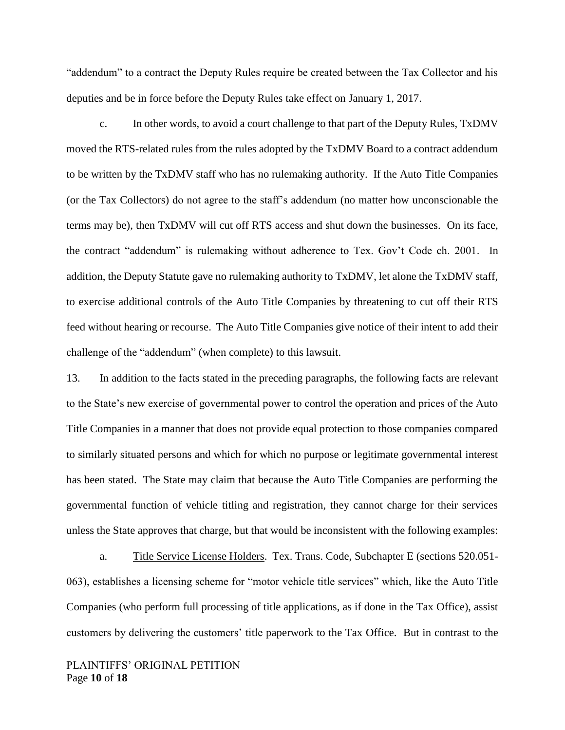"addendum" to a contract the Deputy Rules require be created between the Tax Collector and his deputies and be in force before the Deputy Rules take effect on January 1, 2017.

c. In other words, to avoid a court challenge to that part of the Deputy Rules, TxDMV moved the RTS-related rules from the rules adopted by the TxDMV Board to a contract addendum to be written by the TxDMV staff who has no rulemaking authority. If the Auto Title Companies (or the Tax Collectors) do not agree to the staff's addendum (no matter how unconscionable the terms may be), then TxDMV will cut off RTS access and shut down the businesses. On its face, the contract "addendum" is rulemaking without adherence to Tex. Gov't Code ch. 2001. In addition, the Deputy Statute gave no rulemaking authority to TxDMV, let alone the TxDMV staff, to exercise additional controls of the Auto Title Companies by threatening to cut off their RTS feed without hearing or recourse. The Auto Title Companies give notice of their intent to add their challenge of the "addendum" (when complete) to this lawsuit.

13. In addition to the facts stated in the preceding paragraphs, the following facts are relevant to the State's new exercise of governmental power to control the operation and prices of the Auto Title Companies in a manner that does not provide equal protection to those companies compared to similarly situated persons and which for which no purpose or legitimate governmental interest has been stated. The State may claim that because the Auto Title Companies are performing the governmental function of vehicle titling and registration, they cannot charge for their services unless the State approves that charge, but that would be inconsistent with the following examples:

a. <u>Title Service License Holders</u>. Tex. Trans. Code, Subchapter E (sections 520.051-063), establishes a licensing scheme for "motor vehicle title services" which, like the Auto Title Companies (who perform full processing of title applications, as if done in the Tax Office), assist customers by delivering the customers' title paperwork to the Tax Office. But in contrast to the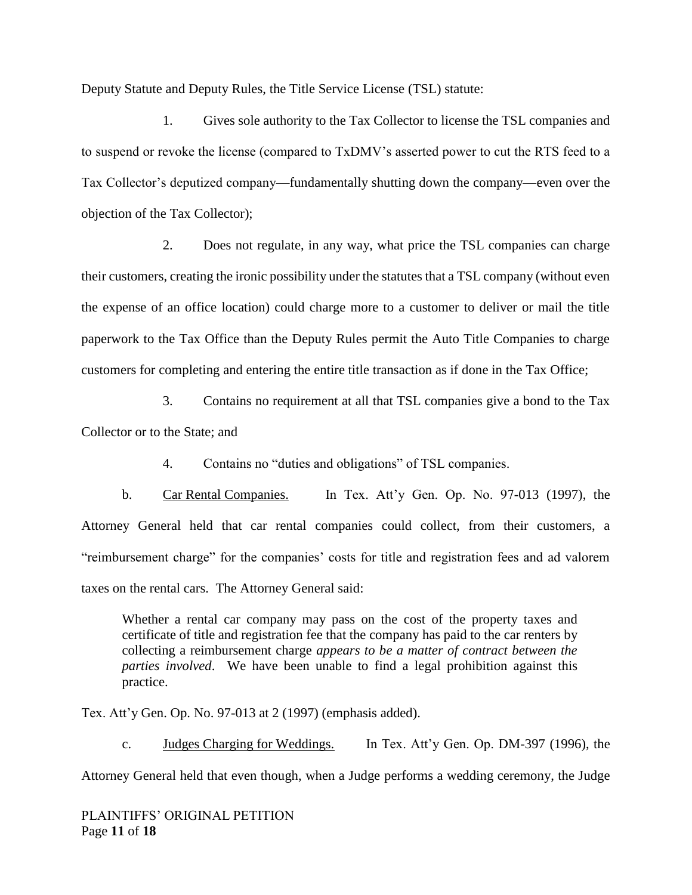Deputy Statute and Deputy Rules, the Title Service License (TSL) statute:

1. Gives sole authority to the Tax Collector to license the TSL companies and to suspend or revoke the license (compared to TxDMV's asserted power to cut the RTS feed to a Tax Collector's deputized company—fundamentally shutting down the company—even over the objection of the Tax Collector);

2. Does not regulate, in any way, what price the TSL companies can charge their customers, creating the ironic possibility under the statutes that a TSL company (without even the expense of an office location) could charge more to a customer to deliver or mail the title paperwork to the Tax Office than the Deputy Rules permit the Auto Title Companies to charge customers for completing and entering the entire title transaction as if done in the Tax Office;

3. Contains no requirement at all that TSL companies give a bond to the Tax Collector or to the State; and

4. Contains no "duties and obligations" of TSL companies.

b. <u>Car Rental Companies.</u> In Tex. Att'y Gen. Op. No. 97-013 (1997), the Attorney General held that car rental companies could collect, from their customers, a "reimbursement charge" for the companies' costs for title and registration fees and ad valorem taxes on the rental cars. The Attorney General said:

> Whether a rental car company may pass on the cost of the property taxes and certificate of title and registration fee that the company has paid to the car renters by collecting a reimbursement charge *appears to be a matter of contract between the parties involved*. We have been unable to find a legal prohibition against this practice.

Tex. Att'y Gen. Op. No. 97-013 at 2 (1997) (emphasis added).

c. <u>Judges Charging for Weddings.</u> In Tex. Att'y Gen. Op. DM-397 (1996), the Attorney General held that even though, when a Judge performs a wedding ceremony, the Judge

PLAINTIFFS' ORIGINAL PETITION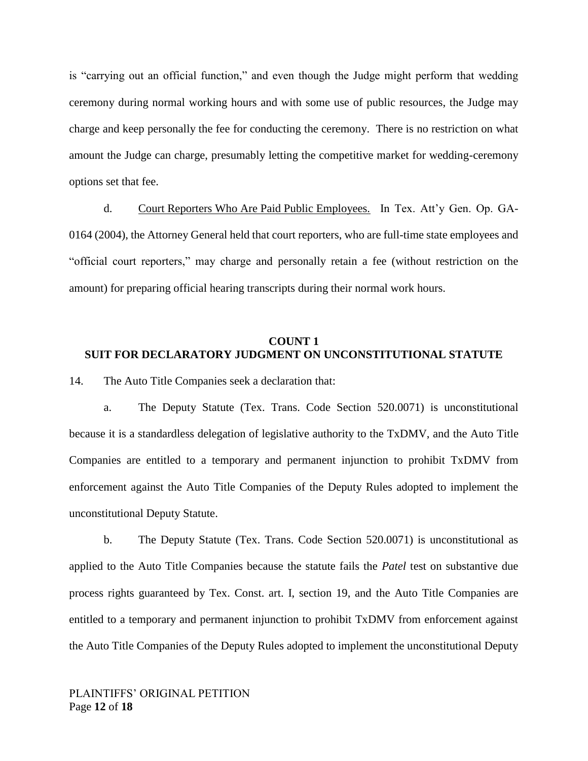is "carrying out an official function," and even though the Judge might perform that wedding ceremony during normal working hours and with some use of public resources, the Judge may charge and keep personally the fee for conducting the ceremony. There is no restriction on what amount the Judge can charge, presumably letting the competitive market for wedding-ceremony options set that fee.

d. Court Reporters Who Are Paid Public Employees. In Tex. Att'y Gen. Op. GA-0164 (2004), the Attorney General held that court reporters, who are full-time state employees and "official court reporters," may charge and personally retain a fee (without restriction on the amount) for preparing official hearing transcripts during their normal work hours.

## COUNT 1
## SUIT FOR DECLARATORY JUDGMENT ON UNCONSTITUTIONAL STATUTE

14. The Auto Title Companies seek a declaration that:

a. The Deputy Statute (Tex. Trans. Code Section 520.0071) is unconstitutional because it is a standardless delegation of legislative authority to the TxDMV, and the Auto Title Companies are entitled to a temporary and permanent injunction to prohibit TxDMV from enforcement against the Auto Title Companies of the Deputy Rules adopted to implement the unconstitutional Deputy Statute.

b. The Deputy Statute (Tex. Trans. Code Section 520.0071) is unconstitutional as applied to the Auto Title Companies because the statute fails the *Patel* test on substantive due process rights guaranteed by Tex. Const. art. I, section 19, and the Auto Title Companies are entitled to a temporary and permanent injunction to prohibit TxDMV from enforcement against the Auto Title Companies of the Deputy Rules adopted to implement the unconstitutional Deputy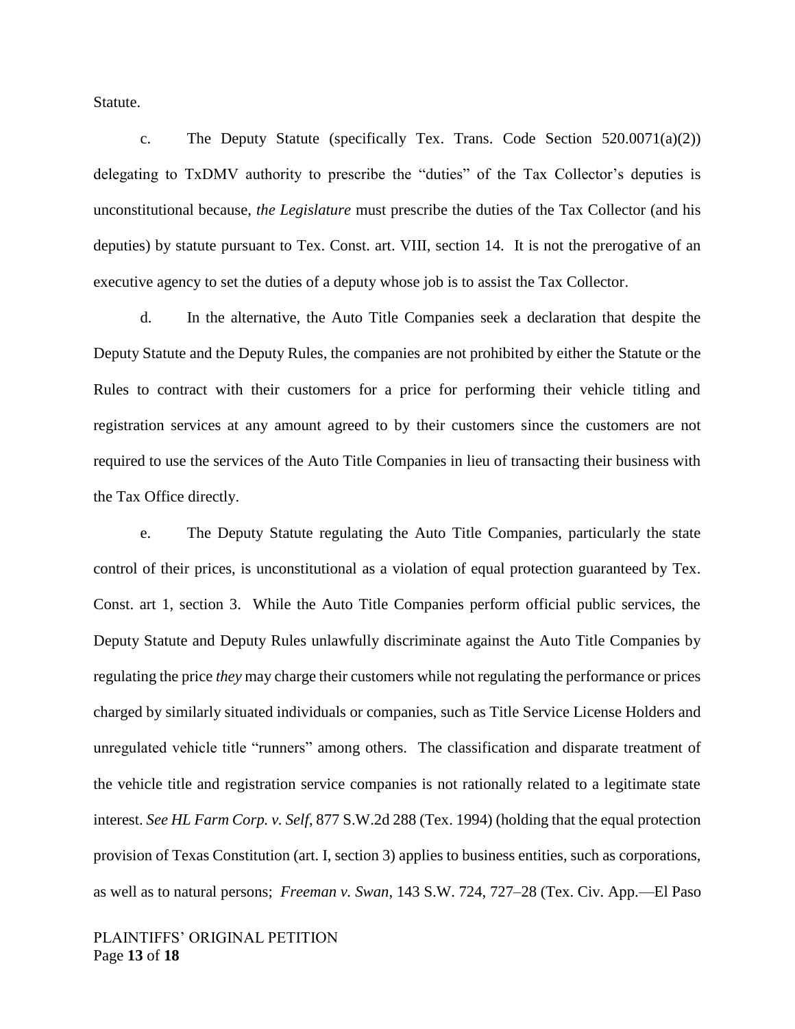Statute.

c. The Deputy Statute (specifically Tex. Trans. Code Section 520.0071(a)(2)) delegating to TxDMV authority to prescribe the "duties" of the Tax Collector's deputies is unconstitutional because, *the Legislature* must prescribe the duties of the Tax Collector (and his deputies) by statute pursuant to Tex. Const. art. VIII, section 14. It is not the prerogative of an executive agency to set the duties of a deputy whose job is to assist the Tax Collector.

d. In the alternative, the Auto Title Companies seek a declaration that despite the Deputy Statute and the Deputy Rules, the companies are not prohibited by either the Statute or the Rules to contract with their customers for a price for performing their vehicle titling and registration services at any amount agreed to by their customers since the customers are not required to use the services of the Auto Title Companies in lieu of transacting their business with the Tax Office directly.

e. The Deputy Statute regulating the Auto Title Companies, particularly the state control of their prices, is unconstitutional as a violation of equal protection guaranteed by Tex. Const. art 1, section 3. While the Auto Title Companies perform official public services, the Deputy Statute and Deputy Rules unlawfully discriminate against the Auto Title Companies by regulating the price *they* may charge their customers while not regulating the performance or prices charged by similarly situated individuals or companies, such as Title Service License Holders and unregulated vehicle title "runners" among others. The classification and disparate treatment of the vehicle title and registration service companies is not rationally related to a legitimate state interest. *See HL Farm Corp. v. Self*, 877 S.W.2d 288 (Tex. 1994) (holding that the equal protection provision of Texas Constitution (art. I, section 3) applies to business entities, such as corporations, as well as to natural persons; *Freeman v. Swan*, 143 S.W. 724, 727–28 (Tex. Civ. App.—El Paso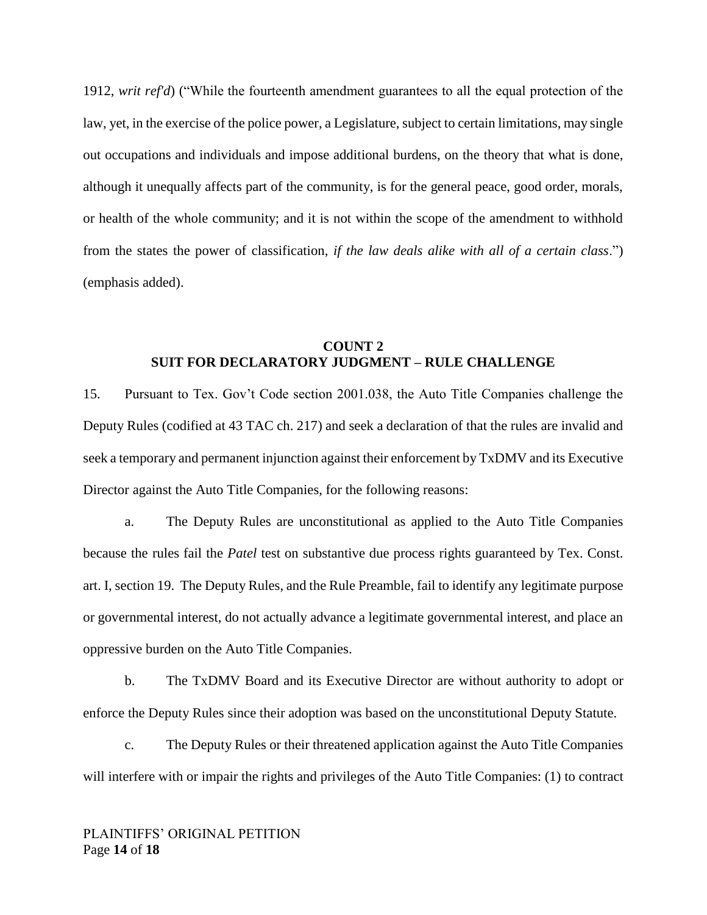1912, *writ ref'd*) ("While the fourteenth amendment guarantees to all the equal protection of the law, yet, in the exercise of the police power, a Legislature, subject to certain limitations, may single out occupations and individuals and impose additional burdens, on the theory that what is done, although it unequally affects part of the community, is for the general peace, good order, morals, or health of the whole community; and it is not within the scope of the amendment to withhold from the states the power of classification, *if the law deals alike with all of a certain class*.") (emphasis added).

## COUNT 2
## SUIT FOR DECLARATORY JUDGMENT – RULE CHALLENGE

15. Pursuant to Tex. Gov't Code section 2001.038, the Auto Title Companies challenge the Deputy Rules (codified at 43 TAC ch. 217) and seek a declaration of that the rules are invalid and seek a temporary and permanent injunction against their enforcement by TxDMV and its Executive Director against the Auto Title Companies, for the following reasons:

a. The Deputy Rules are unconstitutional as applied to the Auto Title Companies because the rules fail the *Patel* test on substantive due process rights guaranteed by Tex. Const. art. I, section 19. The Deputy Rules, and the Rule Preamble, fail to identify any legitimate purpose or governmental interest, do not actually advance a legitimate governmental interest, and place an oppressive burden on the Auto Title Companies.

b. The TxDMV Board and its Executive Director are without authority to adopt or enforce the Deputy Rules since their adoption was based on the unconstitutional Deputy Statute.

c. The Deputy Rules or their threatened application against the Auto Title Companies will interfere with or impair the rights and privileges of the Auto Title Companies: (1) to contract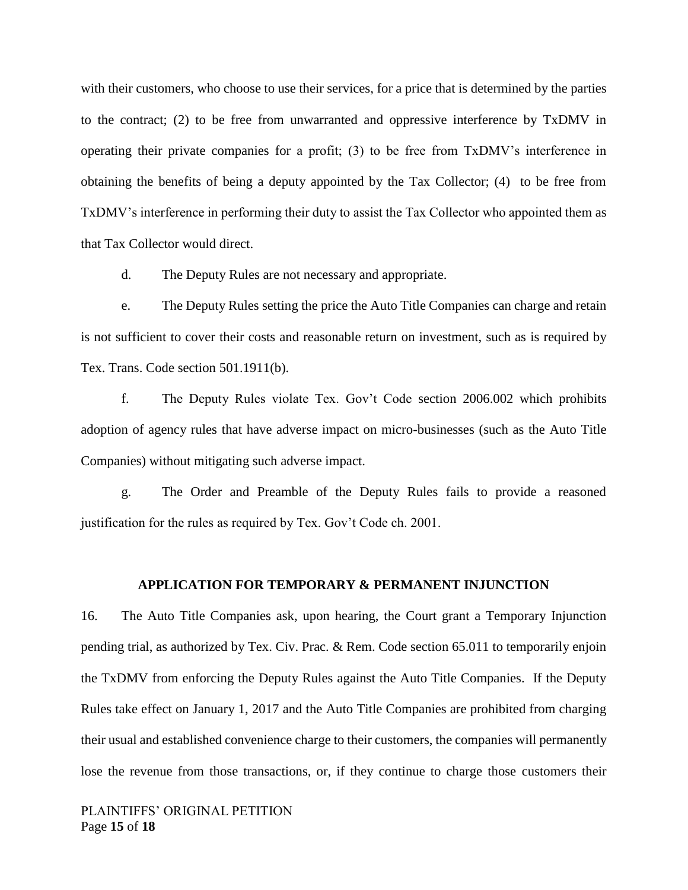with their customers, who choose to use their services, for a price that is determined by the parties to the contract; (2) to be free from unwarranted and oppressive interference by TxDMV in operating their private companies for a profit; (3) to be free from TxDMV's interference in obtaining the benefits of being a deputy appointed by the Tax Collector; (4) to be free from TxDMV's interference in performing their duty to assist the Tax Collector who appointed them as that Tax Collector would direct.

d. The Deputy Rules are not necessary and appropriate.

e. The Deputy Rules setting the price the Auto Title Companies can charge and retain is not sufficient to cover their costs and reasonable return on investment, such as is required by Tex. Trans. Code section 501.1911(b).

f. The Deputy Rules violate Tex. Gov't Code section 2006.002 which prohibits adoption of agency rules that have adverse impact on micro-businesses (such as the Auto Title Companies) without mitigating such adverse impact.

g. The Order and Preamble of the Deputy Rules fails to provide a reasoned justification for the rules as required by Tex. Gov't Code ch. 2001.

## APPLICATION FOR TEMPORARY & PERMANENT INJUNCTION

16. The Auto Title Companies ask, upon hearing, the Court grant a Temporary Injunction pending trial, as authorized by Tex. Civ. Prac. & Rem. Code section 65.011 to temporarily enjoin the TxDMV from enforcing the Deputy Rules against the Auto Title Companies. If the Deputy Rules take effect on January 1, 2017 and the Auto Title Companies are prohibited from charging their usual and established convenience charge to their customers, the companies will permanently lose the revenue from those transactions, or, if they continue to charge those customers their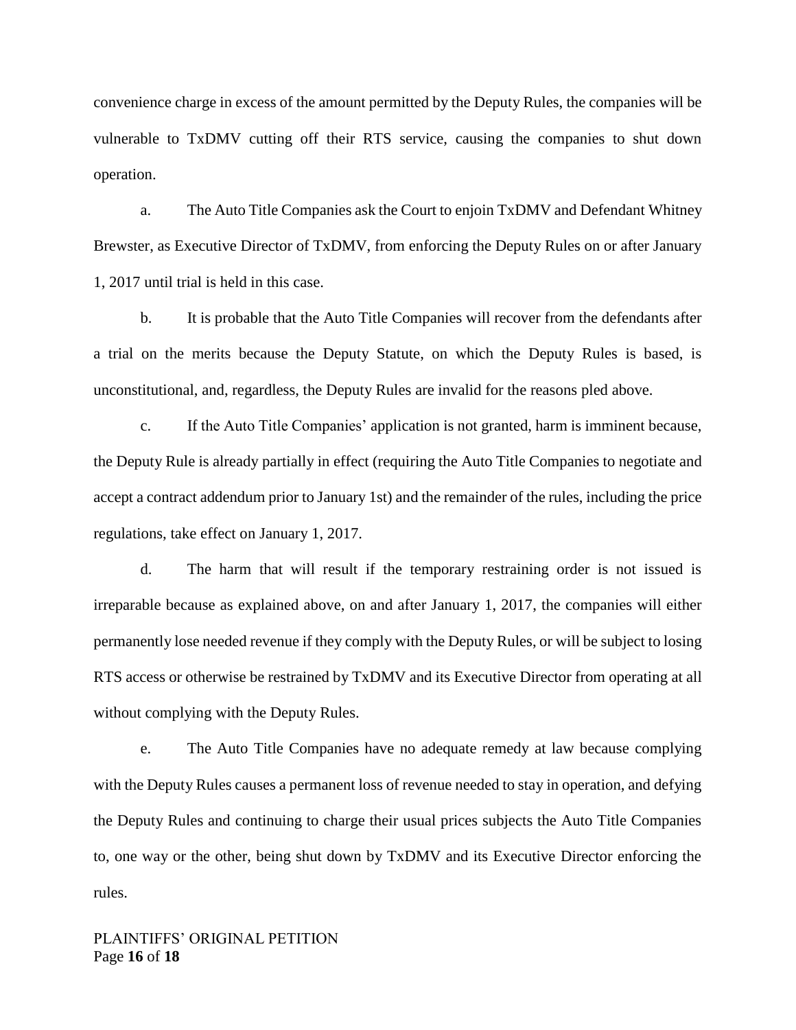convenience charge in excess of the amount permitted by the Deputy Rules, the companies will be vulnerable to TxDMV cutting off their RTS service, causing the companies to shut down operation.

a. The Auto Title Companies ask the Court to enjoin TxDMV and Defendant Whitney Brewster, as Executive Director of TxDMV, from enforcing the Deputy Rules on or after January 1, 2017 until trial is held in this case.

b. It is probable that the Auto Title Companies will recover from the defendants after a trial on the merits because the Deputy Statute, on which the Deputy Rules is based, is unconstitutional, and, regardless, the Deputy Rules are invalid for the reasons pled above.

c. If the Auto Title Companies' application is not granted, harm is imminent because, the Deputy Rule is already partially in effect (requiring the Auto Title Companies to negotiate and accept a contract addendum prior to January 1st) and the remainder of the rules, including the price regulations, take effect on January 1, 2017.

d. The harm that will result if the temporary restraining order is not issued is irreparable because as explained above, on and after January 1, 2017, the companies will either permanently lose needed revenue if they comply with the Deputy Rules, or will be subject to losing RTS access or otherwise be restrained by TxDMV and its Executive Director from operating at all without complying with the Deputy Rules.

e. The Auto Title Companies have no adequate remedy at law because complying with the Deputy Rules causes a permanent loss of revenue needed to stay in operation, and defying the Deputy Rules and continuing to charge their usual prices subjects the Auto Title Companies to, one way or the other, being shut down by TxDMV and its Executive Director enforcing the rules.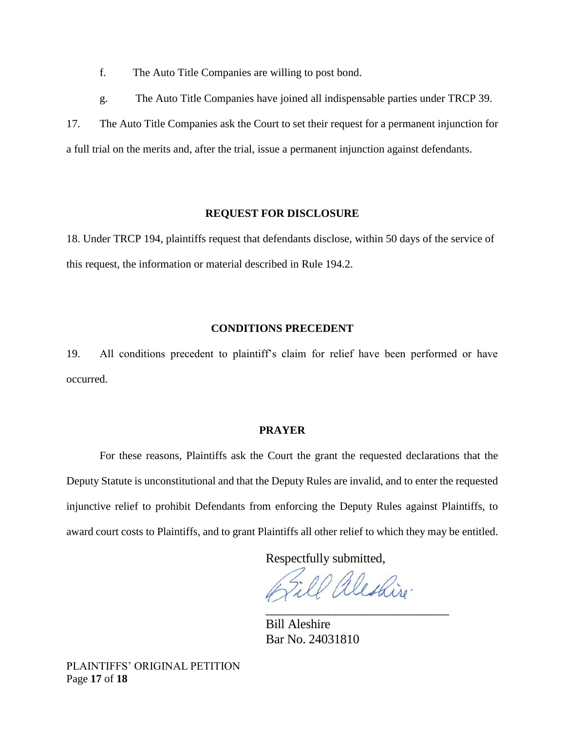f. The Auto Title Companies are willing to post bond.

g. The Auto Title Companies have joined all indispensable parties under TRCP 39.

17. The Auto Title Companies ask the Court to set their request for a permanent injunction for a full trial on the merits and, after the trial, issue a permanent injunction against defendants.

**REQUEST FOR DISCLOSURE**

18. Under TRCP 194, plaintiffs request that defendants disclose, within 50 days of the service of this request, the information or material described in Rule 194.2.

**CONDITIONS PRECEDENT**

19. All conditions precedent to plaintiff's claim for relief have been performed or have occurred.

**PRAYER**

For these reasons, Plaintiffs ask the Court the grant the requested declarations that the Deputy Statute is unconstitutional and that the Deputy Rules are invalid, and to enter the requested injunctive relief to prohibit Defendants from enforcing the Deputy Rules against Plaintiffs, to award court costs to Plaintiffs, and to grant Plaintiffs all other relief to which they may be entitled.

Respectfully submitted,

Bill Aleshire

\_\_\_\_\_\_\_\_\_\_\_\_\_\_\_\_\_\_\_\_\_\_\_\_\_\_\_\_\_\_

Bill Aleshire
Bar No. 24031810

PLAINTIFFS' ORIGINAL PETITION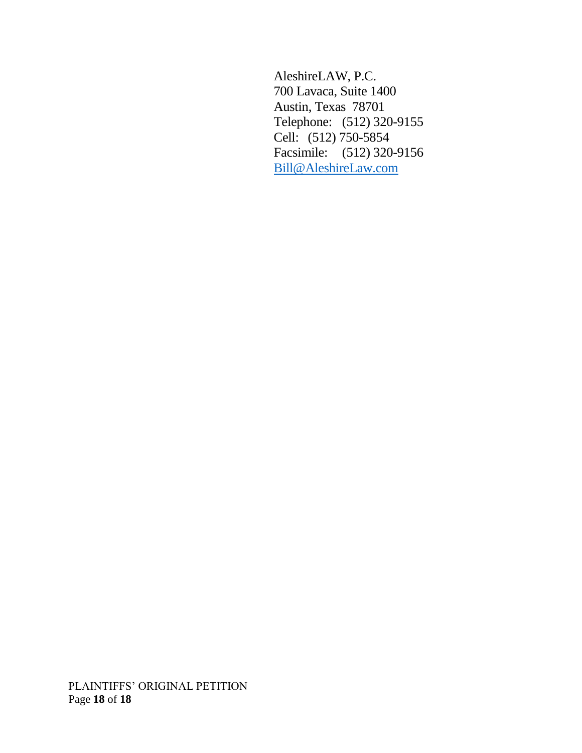AleshireLAW, P.C.
700 Lavaca, Suite 1400
Austin, Texas 78701
Telephone: (512) 320-9155
Cell: (512) 750-5854
Facsimile: (512) 320-9156
Bill@AleshireLaw.com